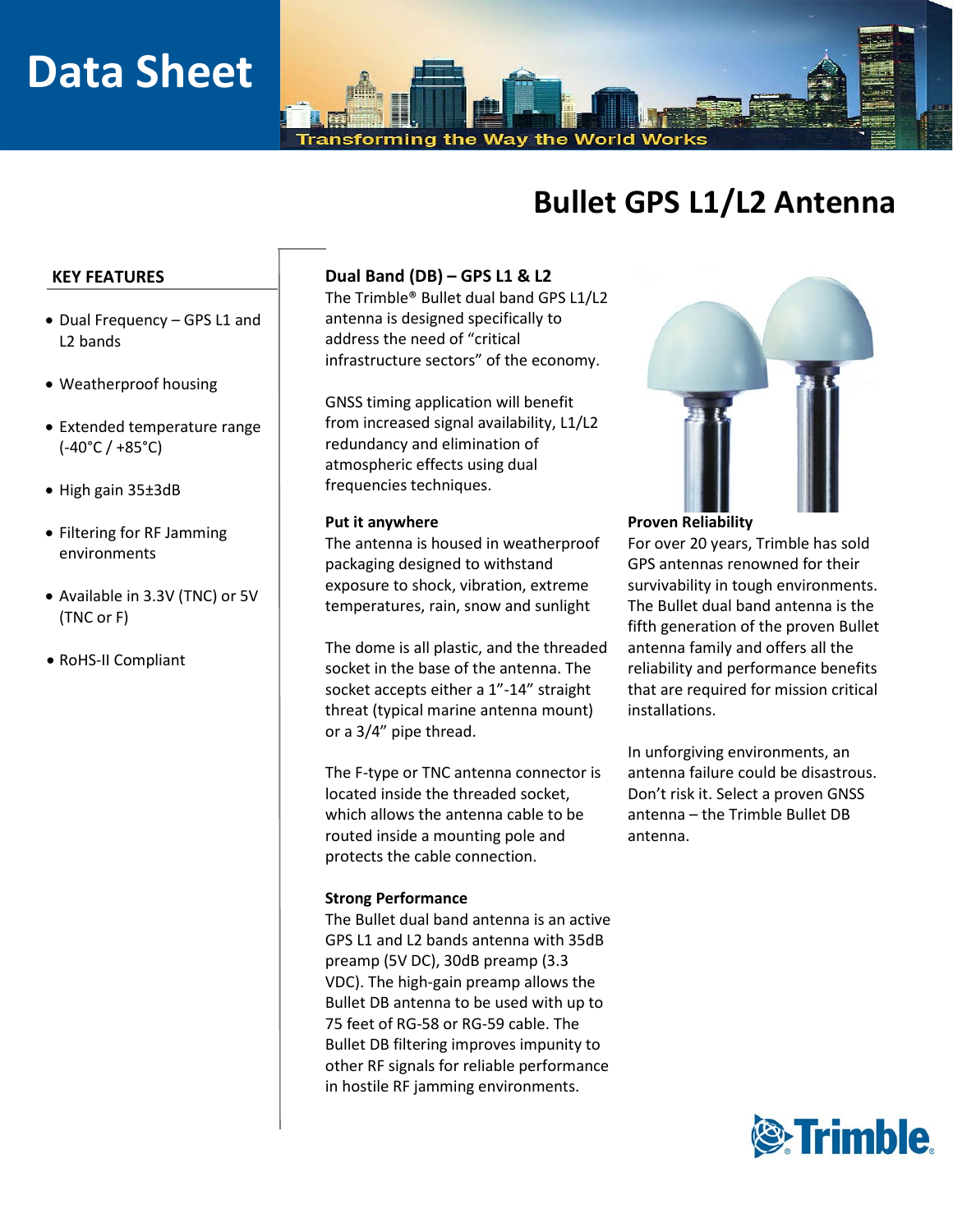# Data Sheet

Transforming the Way the World Works

# Bullet GPS L1/L2 Antenna

## KEY FEATURES

- Dual Frequency – GPS L1 and L2 bands
- Weatherproof housing
- Extended temperature range (-40°C / +85°C)
- High gain 35±3dB
- Filtering for RF Jamming environments
- Available in 3.3V (TNC) or 5V (TNC or F)
- RoHS-II Compliant

### Dual Band (DB) – GPS L1 & L2

The Trimble® Bullet dual band GPS L1/L2 antenna is designed specifically to address the need of "critical infrastructure sectors" of the economy.

GNSS timing application will benefit from increased signal availability, L1/L2 redundancy and elimination of atmospheric effects using dual frequencies techniques.

**Put it anywhere**

The antenna is housed in weatherproof packaging designed to withstand exposure to shock, vibration, extreme temperatures, rain, snow and sunlight

The dome is all plastic, and the threaded socket in the base of the antenna. The socket accepts either a 1"-14" straight threat (typical marine antenna mount) or a 3/4" pipe thread.

The F-type or TNC antenna connector is located inside the threaded socket, which allows the antenna cable to be routed inside a mounting pole and protects the cable connection.

**Strong Performance**

The Bullet dual band antenna is an active GPS L1 and L2 bands antenna with 35dB preamp (5V DC), 30dB preamp (3.3 VDC). The high-gain preamp allows the Bullet DB antenna to be used with up to 75 feet of RG-58 or RG-59 cable. The Bullet DB filtering improves impunity to other RF signals for reliable performance in hostile RF jamming environments.

**Proven Reliability**

For over 20 years, Trimble has sold GPS antennas renowned for their survivability in tough environments. The Bullet dual band antenna is the fifth generation of the proven Bullet antenna family and offers all the reliability and performance benefits that are required for mission critical installations.

In unforgiving environments, an antenna failure could be disastrous. Don't risk it. Select a proven GNSS antenna – the Trimble Bullet DB antenna.

Trimble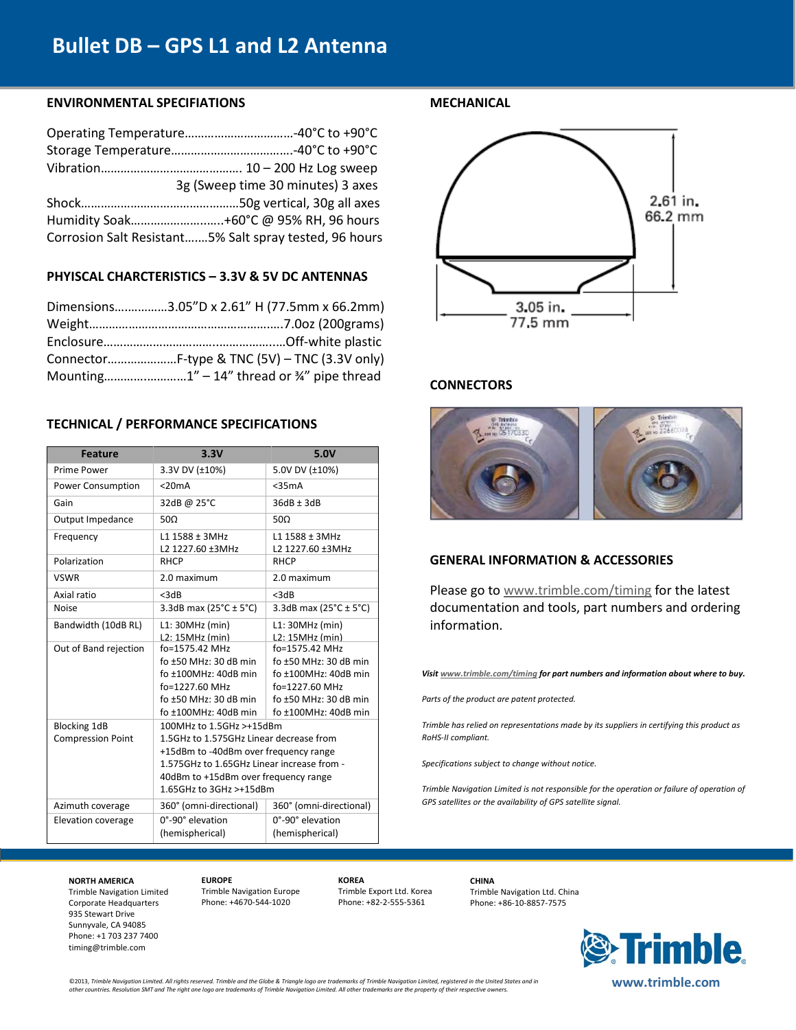# Bullet DB – GPS L1 and L2 Antenna

## ENVIRONMENTAL SPECIFIATIONS

Operating Temperature……………………………-40°C to +90°C
Storage Temperature………………………………-40°C to +90°C
Vibration…………………………………… 10 – 200 Hz Log sweep
3g (Sweep time 30 minutes) 3 axes
Shock…………………………………………50g vertical, 30g all axes
Humidity Soak……………………..+60°C @ 95% RH, 96 hours
Corrosion Salt Resistant…….5% Salt spray tested, 96 hours

## PHYISCAL CHARCTERISTICS – 3.3V & 5V DC ANTENNAS

Dimensions…………….3.05"D x 2.61" H (77.5mm x 66.2mm)
Weight…………………………………………………7.0oz (200grams)
Enclosure………………………………………………Off-white plastic
Connector…………………F-type & TNC (5V) – TNC (3.3V only)
Mounting……………………1" – 14" thread or ¾" pipe thread

## TECHNICAL / PERFORMANCE SPECIFICATIONS

| Feature | 3.3V | 5.0V |
|---|---|---|
| Prime Power | 3.3V DV (±10%) | 5.0V DV (±10%) |
| Power Consumption | <20mA | <35mA |
| Gain | 32dB @ 25°C | 36dB ± 3dB |
| Output Impedance | 50Ω | 50Ω |
| Frequency | L1 1588 ± 3MHz<br>L2 1227.60 ±3MHz | L1 1588 ± 3MHz<br>L2 1227.60 ±3MHz |
| Polarization | RHCP | RHCP |
| VSWR | 2.0 maximum | 2.0 maximum |
| Axial ratio | <3dB | <3dB |
| Noise | 3.3dB max (25°C ± 5°C) | 3.3dB max (25°C ± 5°C) |
| Bandwidth (10dB RL) | L1: 30MHz (min)<br>L2: 15MHz (min) | L1: 30MHz (min)<br>L2: 15MHz (min) |
| Out of Band rejection | fo=1575.42 MHz<br>fo ±50 MHz: 30 dB min<br>fo ±100MHz: 40dB min<br>fo=1227.60 MHz<br>fo ±50 MHz: 30 dB min<br>fo ±100MHz: 40dB min | fo=1575.42 MHz<br>fo ±50 MHz: 30 dB min<br>fo ±100MHz: 40dB min<br>fo=1227.60 MHz<br>fo ±50 MHz: 30 dB min<br>fo ±100MHz: 40dB min |
| Blocking 1dB Compression Point | 100MHz to 1.5GHz >+15dBm<br>1.5GHz to 1.575GHz Linear decrease from +15dBm to -40dBm over frequency range<br>1.575GHz to 1.65GHz Linear increase from -40dBm to +15dBm over frequency range<br>1.65GHz to 3GHz >+15dBm | |
| Azimuth coverage | 360° (omni-directional) | 360° (omni-directional) |
| Elevation coverage | 0°-90° elevation (hemispherical) | 0°-90° elevation (hemispherical) |

## MECHANICAL

2.61 in.
66.2 mm

3.05 in.
77.5 mm

## CONNECTORS

## GENERAL INFORMATION & ACCESSORIES

Please go to www.trimble.com/timing for the latest documentation and tools, part numbers and ordering information.

***Visit www.trimble.com/timing for part numbers and information about where to buy.***

*Parts of the product are patent protected.*

*Trimble has relied on representations made by its suppliers in certifying this product as RoHS-II compliant.*

*Specifications subject to change without notice.*

*Trimble Navigation Limited is not responsible for the operation or failure of operation of GPS satellites or the availability of GPS satellite signal.*

**NORTH AMERICA**
Trimble Navigation Limited
Corporate Headquarters
935 Stewart Drive
Sunnyvale, CA 94085
Phone: +1 703 237 7400
timing@trimble.com

**EUROPE**
Trimble Navigation Europe
Phone: +4670-544-1020

**KOREA**
Trimble Export Ltd. Korea
Phone: +82-2-555-5361

**CHINA**
Trimble Navigation Ltd. China
Phone: +86-10-8857-7575

Trimble
www.trimble.com

©2013, *Trimble Navigation Limited. All rights reserved. Trimble and the Globe & Triangle logo are trademarks of Trimble Navigation Limited, registered in the United States and in other countries. Resolution SMT and The right one logo are trademarks of Trimble Navigation Limited. All other trademarks are the property of their respective owners.*